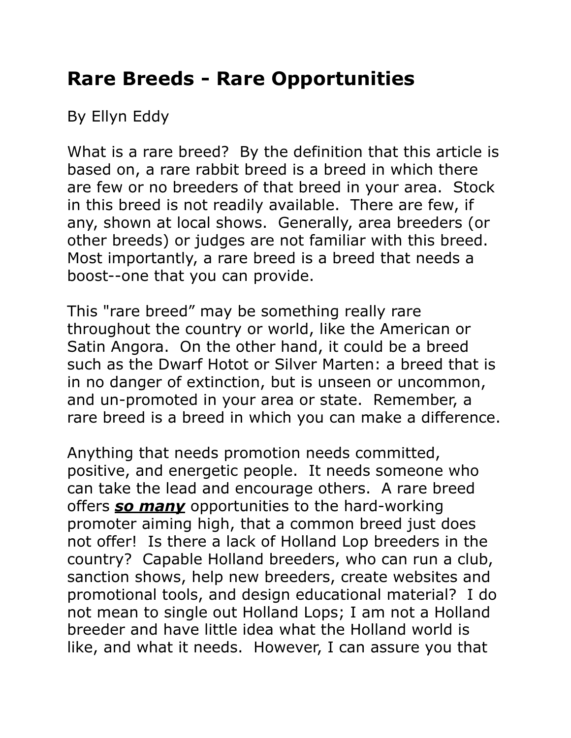# Rare Breeds - Rare Opportunities

By Ellyn Eddy

What is a rare breed? By the definition that this article is based on, a rare rabbit breed is a breed in which there are few or no breeders of that breed in your area. Stock in this breed is not readily available. There are few, if any, shown at local shows. Generally, area breeders (or other breeds) or judges are not familiar with this breed. Most importantly, a rare breed is a breed that needs a boost--one that you can provide.

This "rare breed" may be something really rare throughout the country or world, like the American or Satin Angora. On the other hand, it could be a breed such as the Dwarf Hotot or Silver Marten: a breed that is in no danger of extinction, but is unseen or uncommon, and un-promoted in your area or state. Remember, a rare breed is a breed in which you can make a difference.

Anything that needs promotion needs committed, positive, and energetic people. It needs someone who can take the lead and encourage others. A rare breed offers ***so many*** opportunities to the hard-working promoter aiming high, that a common breed just does not offer! Is there a lack of Holland Lop breeders in the country? Capable Holland breeders, who can run a club, sanction shows, help new breeders, create websites and promotional tools, and design educational material? I do not mean to single out Holland Lops; I am not a Holland breeder and have little idea what the Holland world is like, and what it needs. However, I can assure you that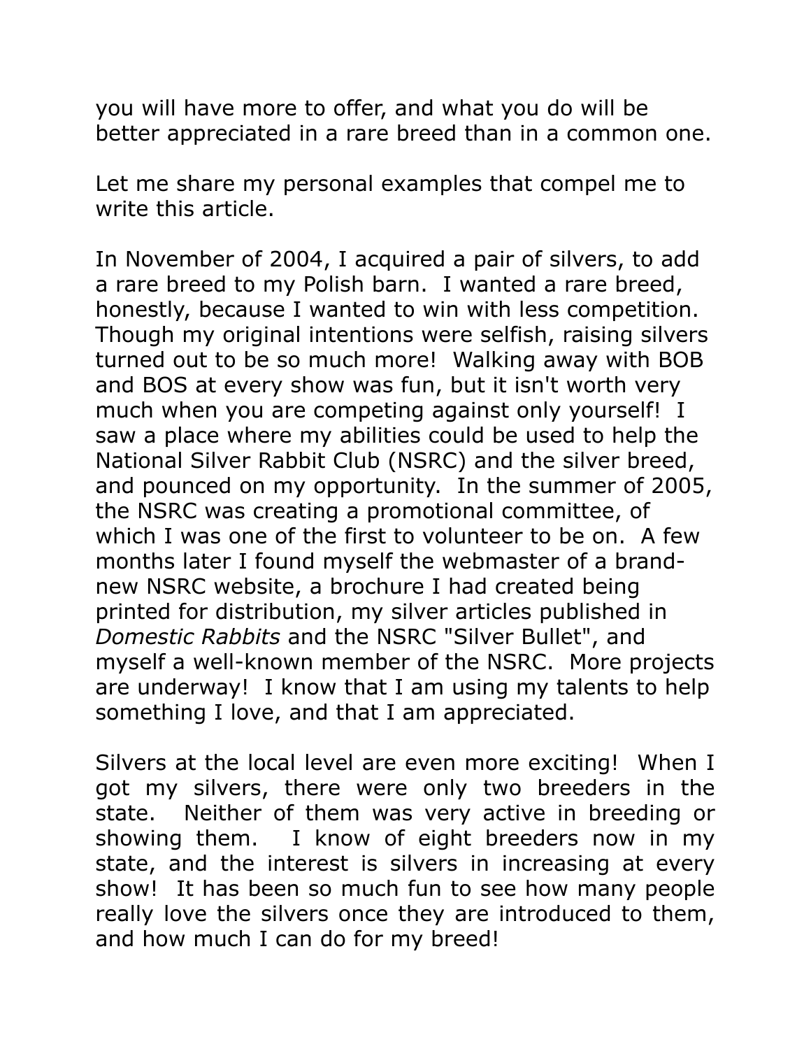you will have more to offer, and what you do will be better appreciated in a rare breed than in a common one.

Let me share my personal examples that compel me to write this article.

In November of 2004, I acquired a pair of silvers, to add a rare breed to my Polish barn. I wanted a rare breed, honestly, because I wanted to win with less competition. Though my original intentions were selfish, raising silvers turned out to be so much more! Walking away with BOB and BOS at every show was fun, but it isn't worth very much when you are competing against only yourself! I saw a place where my abilities could be used to help the National Silver Rabbit Club (NSRC) and the silver breed, and pounced on my opportunity. In the summer of 2005, the NSRC was creating a promotional committee, of which I was one of the first to volunteer to be on. A few months later I found myself the webmaster of a brand-new NSRC website, a brochure I had created being printed for distribution, my silver articles published in *Domestic Rabbits* and the NSRC "Silver Bullet", and myself a well-known member of the NSRC. More projects are underway! I know that I am using my talents to help something I love, and that I am appreciated.

Silvers at the local level are even more exciting! When I got my silvers, there were only two breeders in the state. Neither of them was very active in breeding or showing them. I know of eight breeders now in my state, and the interest is silvers in increasing at every show! It has been so much fun to see how many people really love the silvers once they are introduced to them, and how much I can do for my breed!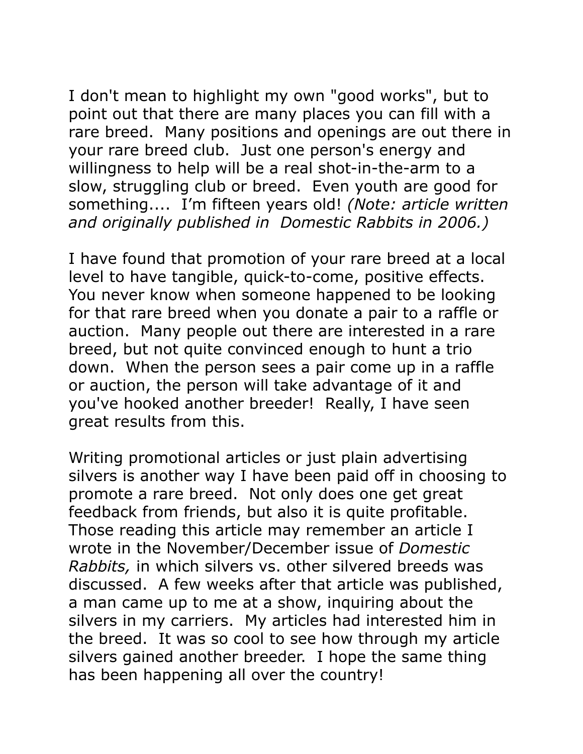I don't mean to highlight my own "good works", but to point out that there are many places you can fill with a rare breed.  Many positions and openings are out there in your rare breed club.  Just one person's energy and willingness to help will be a real shot-in-the-arm to a slow, struggling club or breed.  Even youth are good for something....  I'm fifteen years old! *(Note: article written and originally published in  Domestic Rabbits in 2006.)*

I have found that promotion of your rare breed at a local level to have tangible, quick-to-come, positive effects. You never know when someone happened to be looking for that rare breed when you donate a pair to a raffle or auction.  Many people out there are interested in a rare breed, but not quite convinced enough to hunt a trio down.  When the person sees a pair come up in a raffle or auction, the person will take advantage of it and you've hooked another breeder!  Really, I have seen great results from this.

Writing promotional articles or just plain advertising silvers is another way I have been paid off in choosing to promote a rare breed.  Not only does one get great feedback from friends, but also it is quite profitable. Those reading this article may remember an article I wrote in the November/December issue of *Domestic Rabbits,* in which silvers vs. other silvered breeds was discussed.  A few weeks after that article was published, a man came up to me at a show, inquiring about the silvers in my carriers.  My articles had interested him in the breed.  It was so cool to see how through my article silvers gained another breeder.  I hope the same thing has been happening all over the country!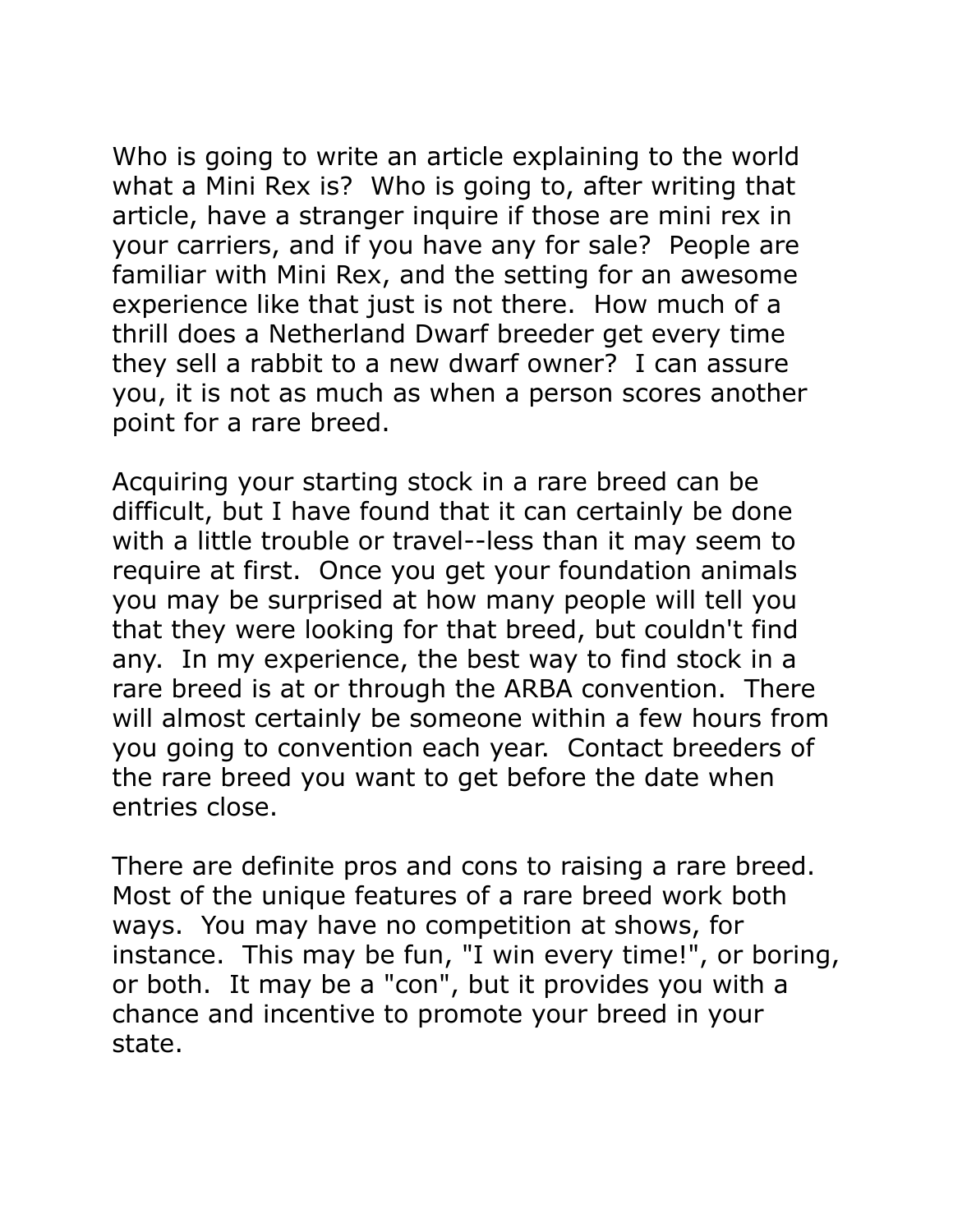Who is going to write an article explaining to the world what a Mini Rex is? Who is going to, after writing that article, have a stranger inquire if those are mini rex in your carriers, and if you have any for sale? People are familiar with Mini Rex, and the setting for an awesome experience like that just is not there. How much of a thrill does a Netherland Dwarf breeder get every time they sell a rabbit to a new dwarf owner? I can assure you, it is not as much as when a person scores another point for a rare breed.

Acquiring your starting stock in a rare breed can be difficult, but I have found that it can certainly be done with a little trouble or travel--less than it may seem to require at first. Once you get your foundation animals you may be surprised at how many people will tell you that they were looking for that breed, but couldn't find any. In my experience, the best way to find stock in a rare breed is at or through the ARBA convention. There will almost certainly be someone within a few hours from you going to convention each year. Contact breeders of the rare breed you want to get before the date when entries close.

There are definite pros and cons to raising a rare breed. Most of the unique features of a rare breed work both ways. You may have no competition at shows, for instance. This may be fun, "I win every time!", or boring, or both. It may be a "con", but it provides you with a chance and incentive to promote your breed in your state.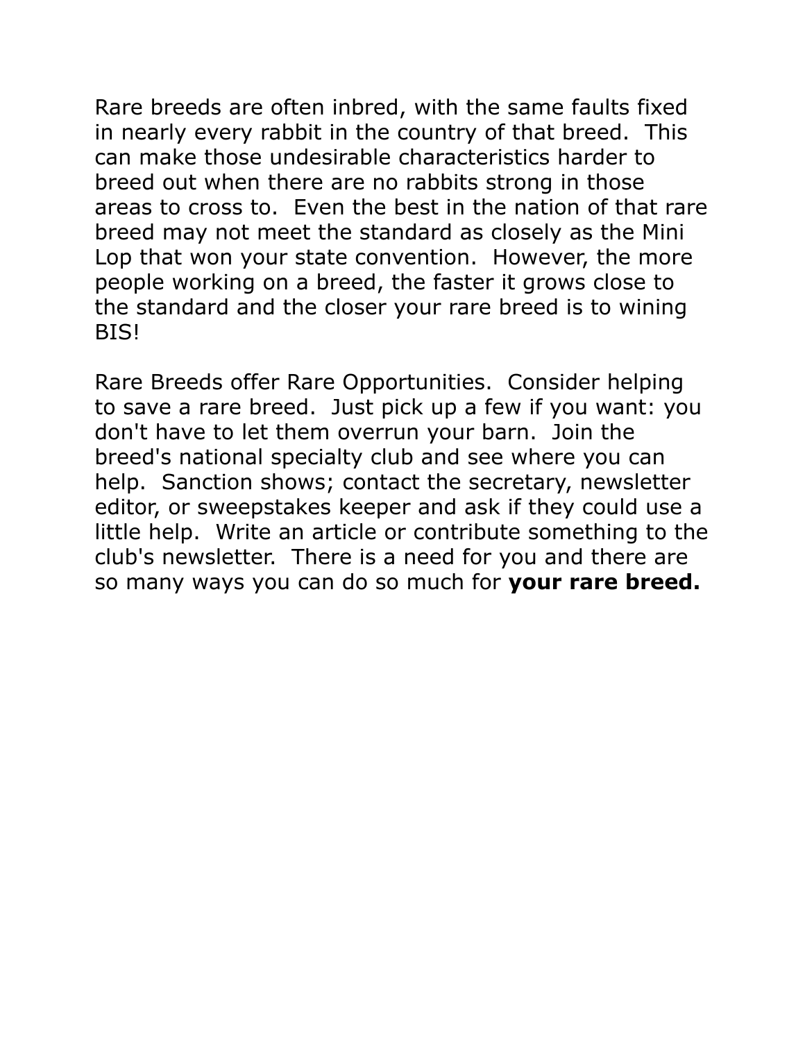Rare breeds are often inbred, with the same faults fixed in nearly every rabbit in the country of that breed. This can make those undesirable characteristics harder to breed out when there are no rabbits strong in those areas to cross to. Even the best in the nation of that rare breed may not meet the standard as closely as the Mini Lop that won your state convention. However, the more people working on a breed, the faster it grows close to the standard and the closer your rare breed is to wining BIS!

Rare Breeds offer Rare Opportunities. Consider helping to save a rare breed. Just pick up a few if you want: you don't have to let them overrun your barn. Join the breed's national specialty club and see where you can help. Sanction shows; contact the secretary, newsletter editor, or sweepstakes keeper and ask if they could use a little help. Write an article or contribute something to the club's newsletter. There is a need for you and there are so many ways you can do so much for **your rare breed.**